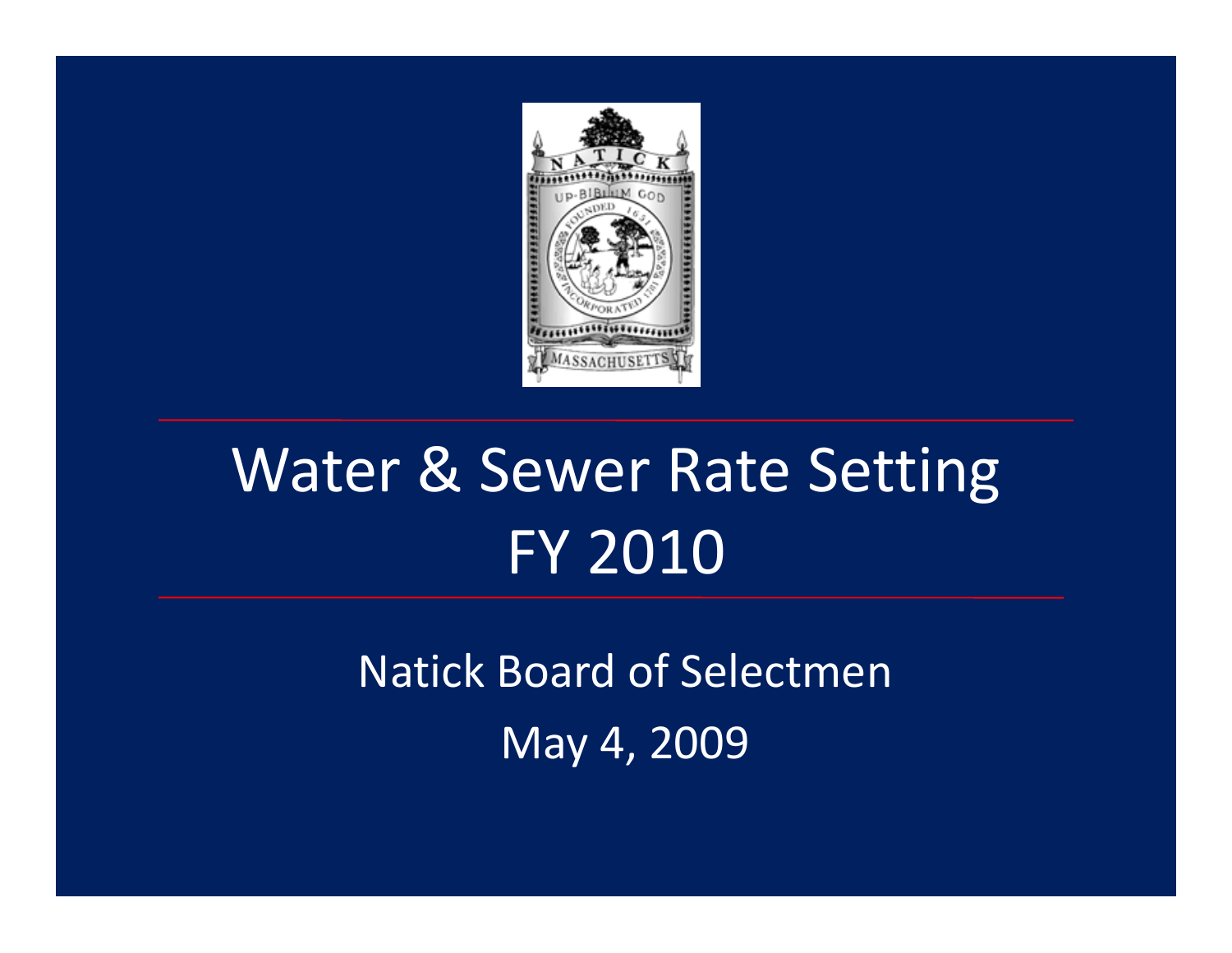# Water & Sewer Rate Setting FY 2010

Natick Board of Selectmen

May 4, 2009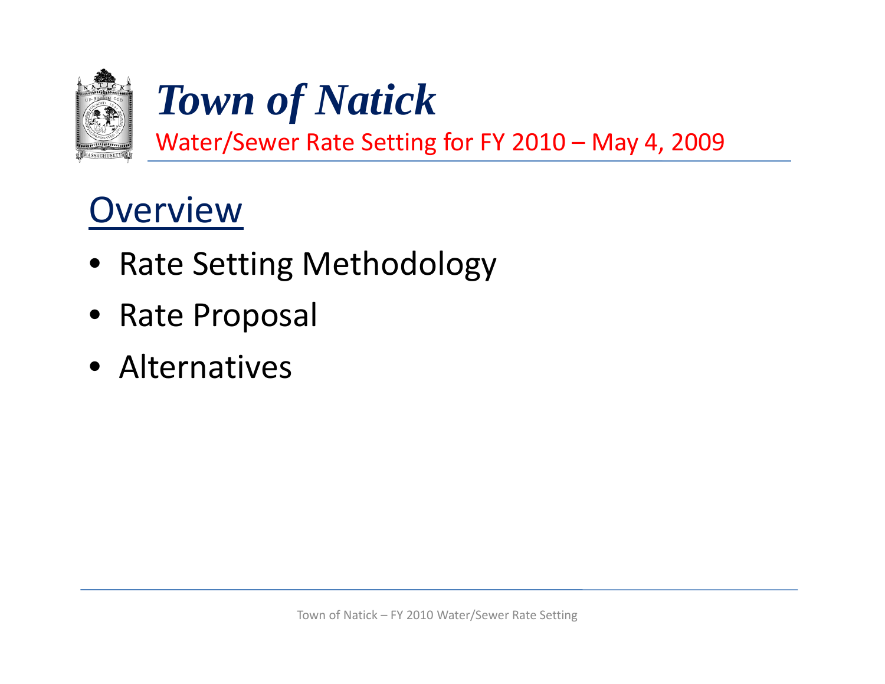# *Town of Natick*

Water/Sewer Rate Setting for FY 2010 – May 4, 2009

## Overview

- Rate Setting Methodology
- Rate Proposal
- Alternatives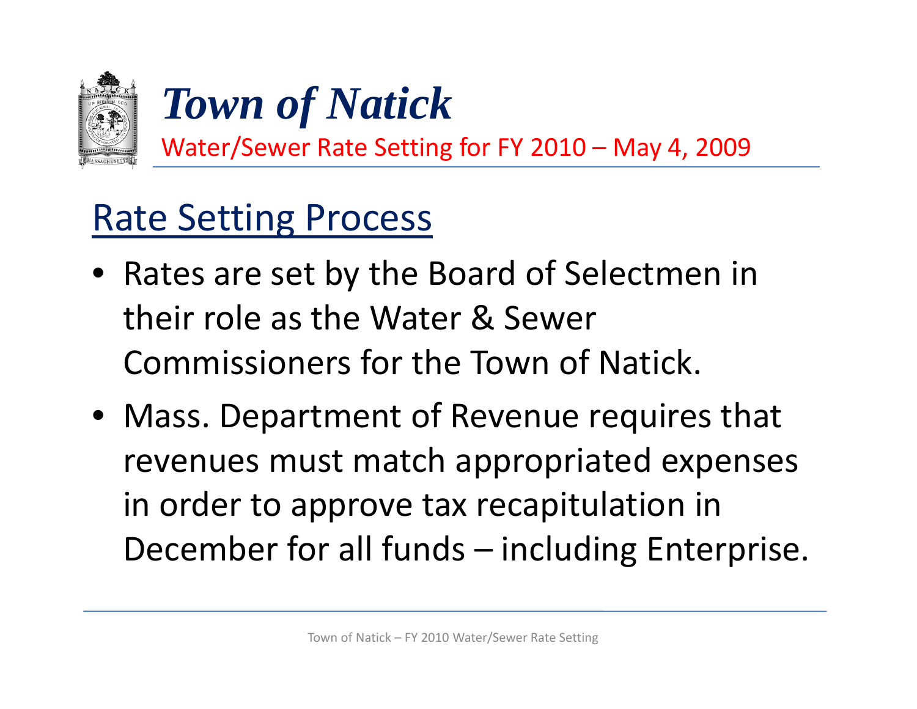# *Town of Natick*

Water/Sewer Rate Setting for FY 2010 – May 4, 2009

## Rate Setting Process

- Rates are set by the Board of Selectmen in their role as the Water & Sewer Commissioners for the Town of Natick.
- Mass. Department of Revenue requires that revenues must match appropriated expenses in order to approve tax recapitulation in December for all funds – including Enterprise.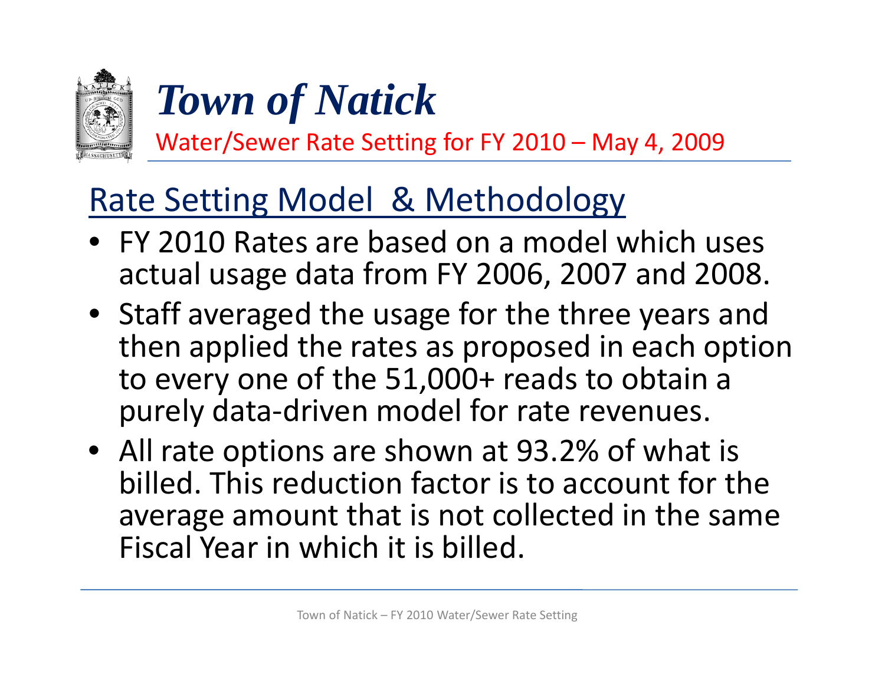# *Town of Natick*

Water/Sewer Rate Setting for FY 2010 – May 4, 2009

## Rate Setting Model & Methodology

- FY 2010 Rates are based on a model which uses actual usage data from FY 2006, 2007 and 2008.
- Staff averaged the usage for the three years and then applied the rates as proposed in each option to every one of the 51,000+ reads to obtain a purely data-driven model for rate revenues.
- All rate options are shown at 93.2% of what is billed. This reduction factor is to account for the average amount that is not collected in the same Fiscal Year in which it is billed.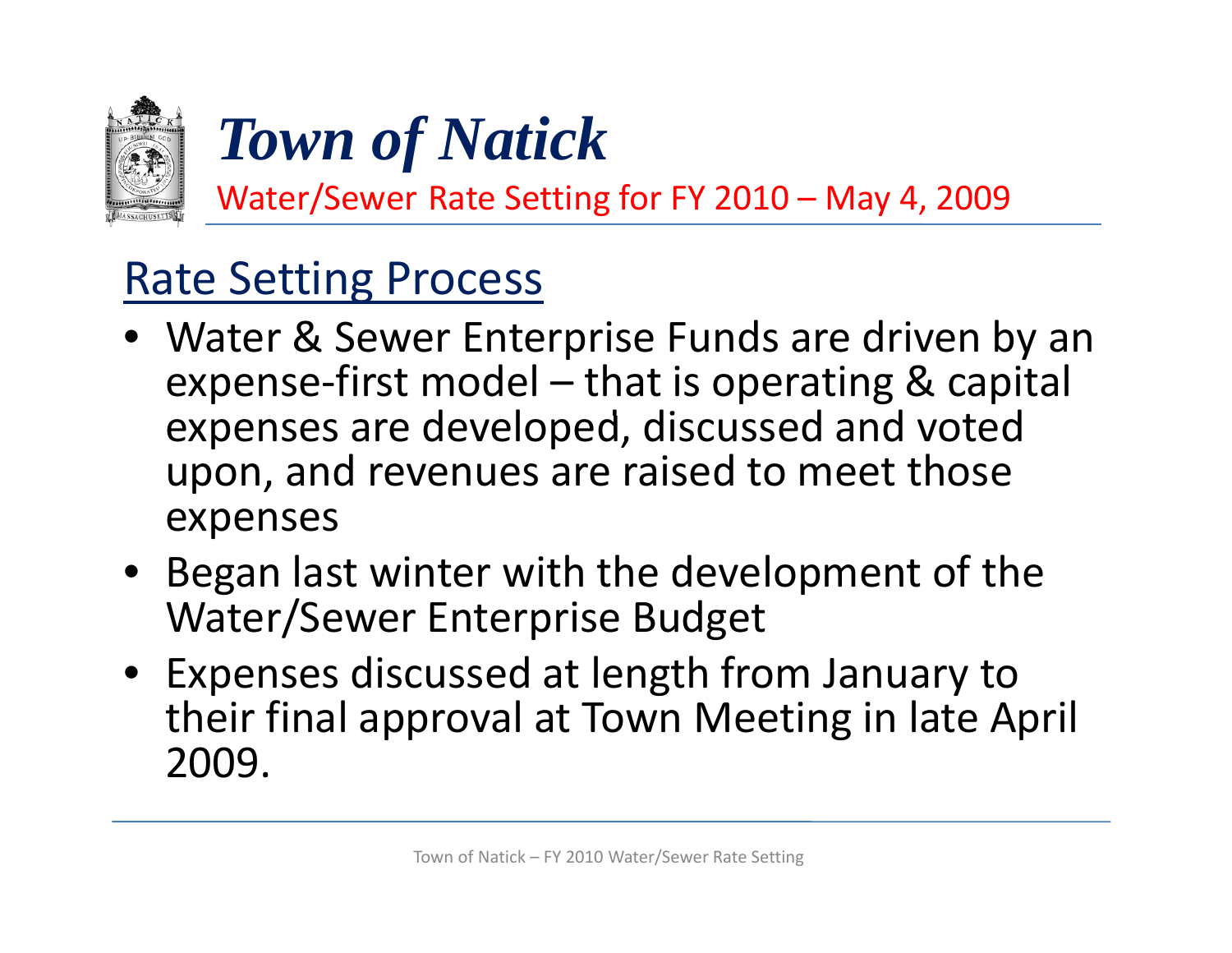# *Town of Natick*

Water/Sewer Rate Setting for FY 2010 – May 4, 2009

## Rate Setting Process

- Water & Sewer Enterprise Funds are driven by an expense-first model – that is operating & capital expenses are developed, discussed and voted upon, and revenues are raised to meet those expenses
- Began last winter with the development of the Water/Sewer Enterprise Budget
- Expenses discussed at length from January to their final approval at Town Meeting in late April 2009.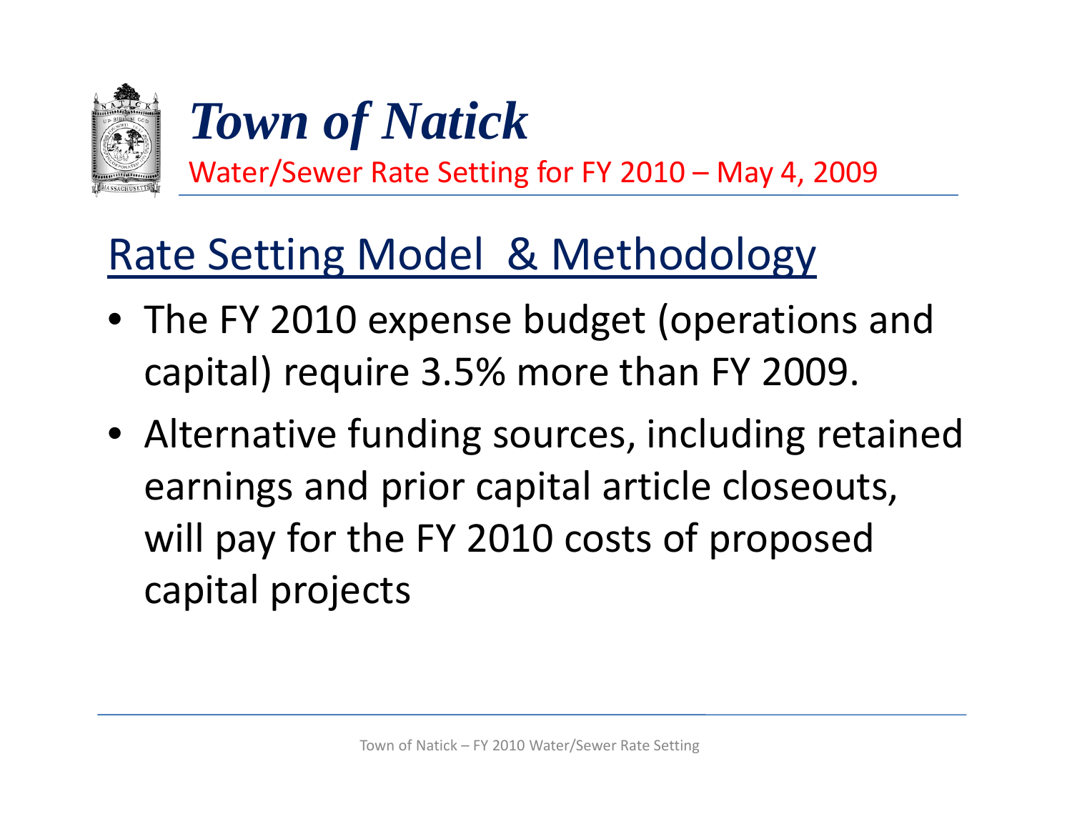# *Town of Natick*

Water/Sewer Rate Setting for FY 2010 – May 4, 2009

## Rate Setting Model & Methodology

- The FY 2010 expense budget (operations and capital) require 3.5% more than FY 2009.
- Alternative funding sources, including retained earnings and prior capital article closeouts, will pay for the FY 2010 costs of proposed capital projects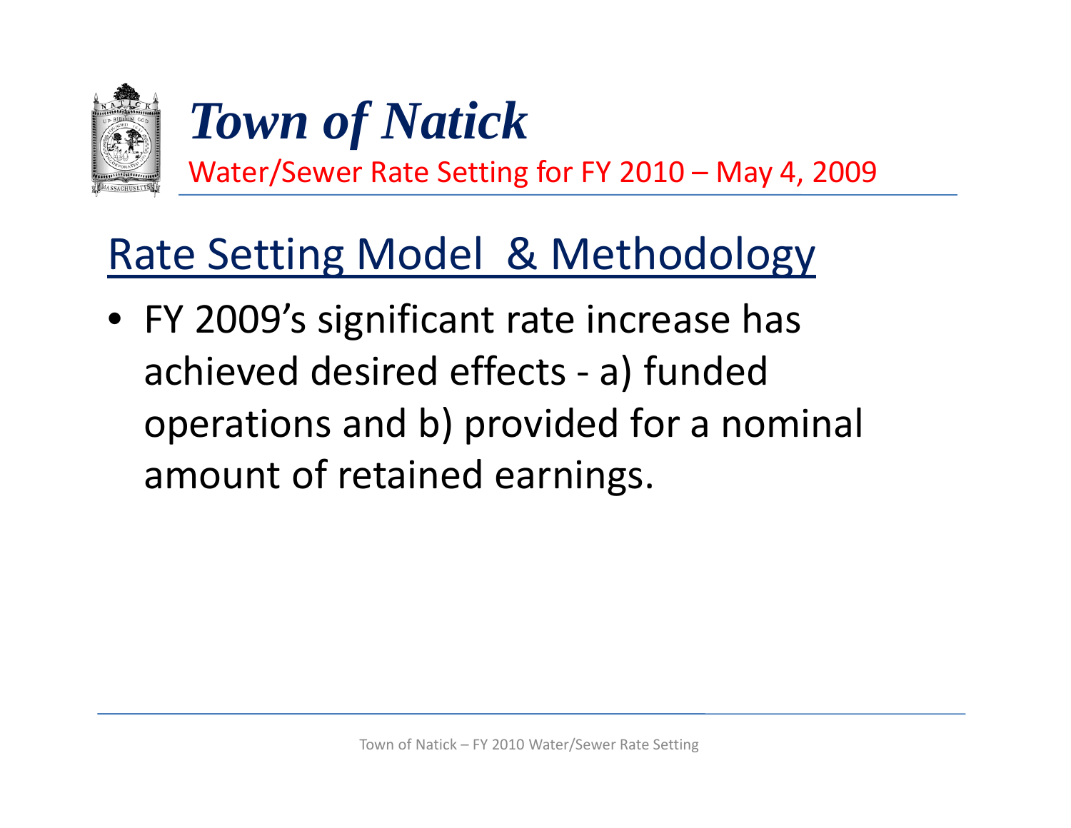# *Town of Natick*

Water/Sewer Rate Setting for FY 2010 – May 4, 2009

## Rate Setting Model & Methodology

- FY 2009's significant rate increase has achieved desired effects - a) funded operations and b) provided for a nominal amount of retained earnings.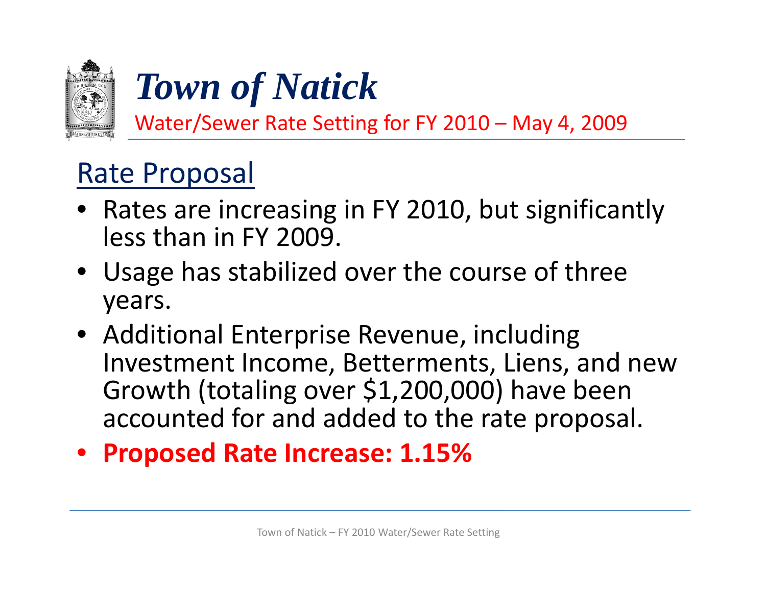# *Town of Natick*

Water/Sewer Rate Setting for FY 2010 – May 4, 2009

## Rate Proposal

- Rates are increasing in FY 2010, but significantly less than in FY 2009.
- Usage has stabilized over the course of three years.
- Additional Enterprise Revenue, including Investment Income, Betterments, Liens, and new Growth (totaling over $1,200,000) have been accounted for and added to the rate proposal.
- **Proposed Rate Increase: 1.15%**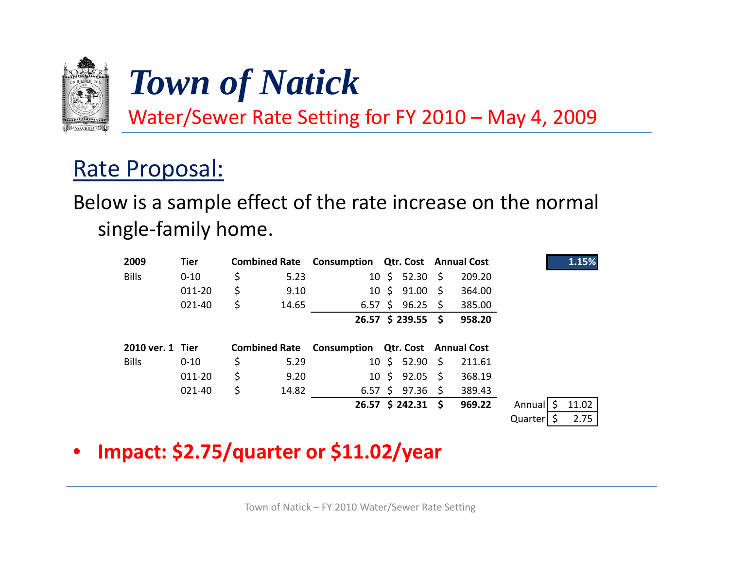# Town of Natick

Water/Sewer Rate Setting for FY 2010 – May 4, 2009

## Rate Proposal:

Below is a sample effect of the rate increase on the normal single-family home.

| 2009 | Tier | Combined Rate | Consumption | Qtr. Cost | Annual Cost | | 1.15% |
|---|---|---|---|---|---|---|---|
| Bills | 0-10 | $ 5.23 | 10 | $ 52.30 | $ 209.20 | | |
| | 011-20 | $ 9.10 | 10 | $ 91.00 | $ 364.00 | | |
| | 021-40 | $ 14.65 | 6.57 | $ 96.25 | $ 385.00 | | |
| | | | **26.57** | **$ 239.55** | **$ 958.20** | | |

| 2010 ver. 1 | Tier | Combined Rate | Consumption | Qtr. Cost | Annual Cost | | |
|---|---|---|---|---|---|---|---|
| Bills | 0-10 | $ 5.29 | 10 | $ 52.90 | $ 211.61 | | |
| | 011-20 | $ 9.20 | 10 | $ 92.05 | $ 368.19 | | |
| | 021-40 | $ 14.82 | 6.57 | $ 97.36 | $ 389.43 | | |
| | | | **26.57** | **$ 242.31** | **$ 969.22** | Annual | $ 11.02 |
| | | | | | | Quarter | $ 2.75 |

- **Impact: $2.75/quarter or $11.02/year**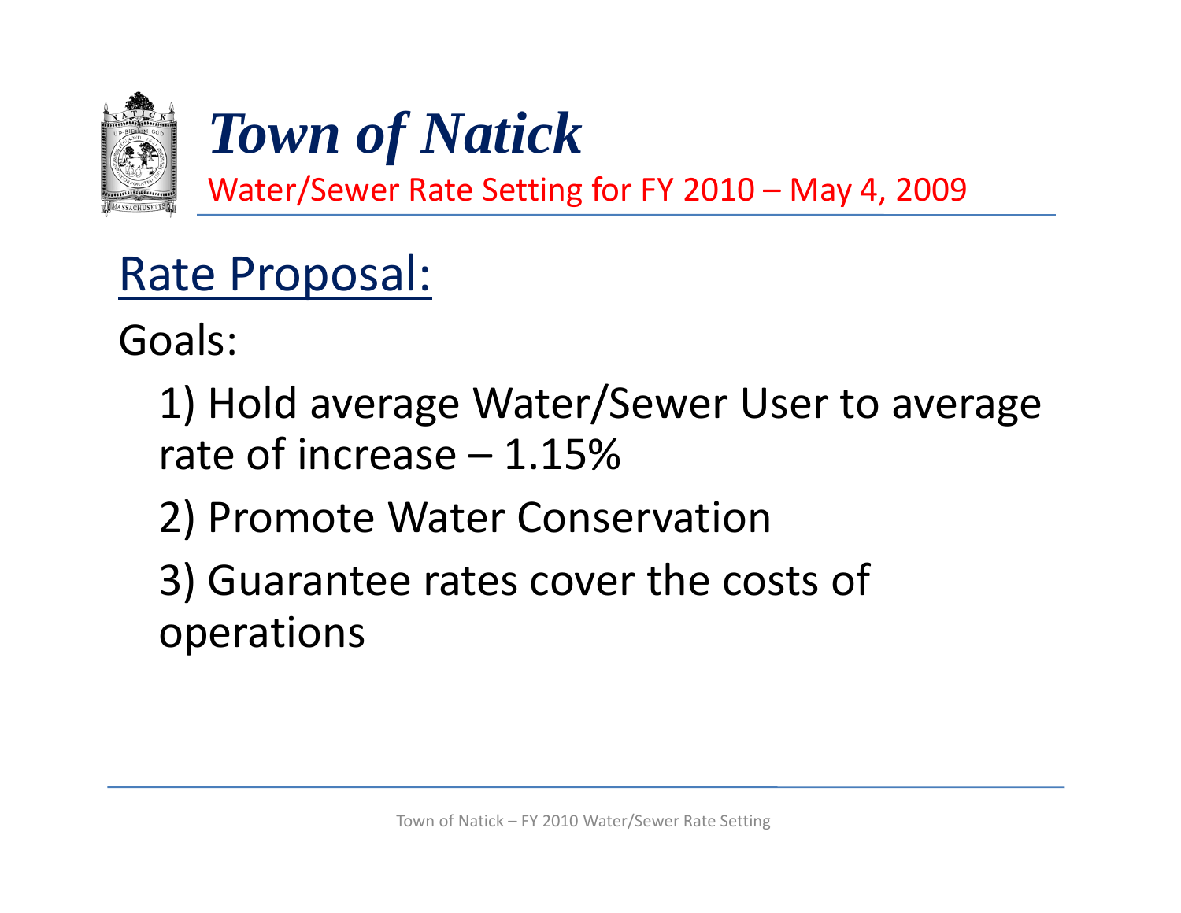# *Town of Natick*

Water/Sewer Rate Setting for FY 2010 – May 4, 2009

## Rate Proposal:

Goals:

1) Hold average Water/Sewer User to average rate of increase – 1.15%

2) Promote Water Conservation

3) Guarantee rates cover the costs of operations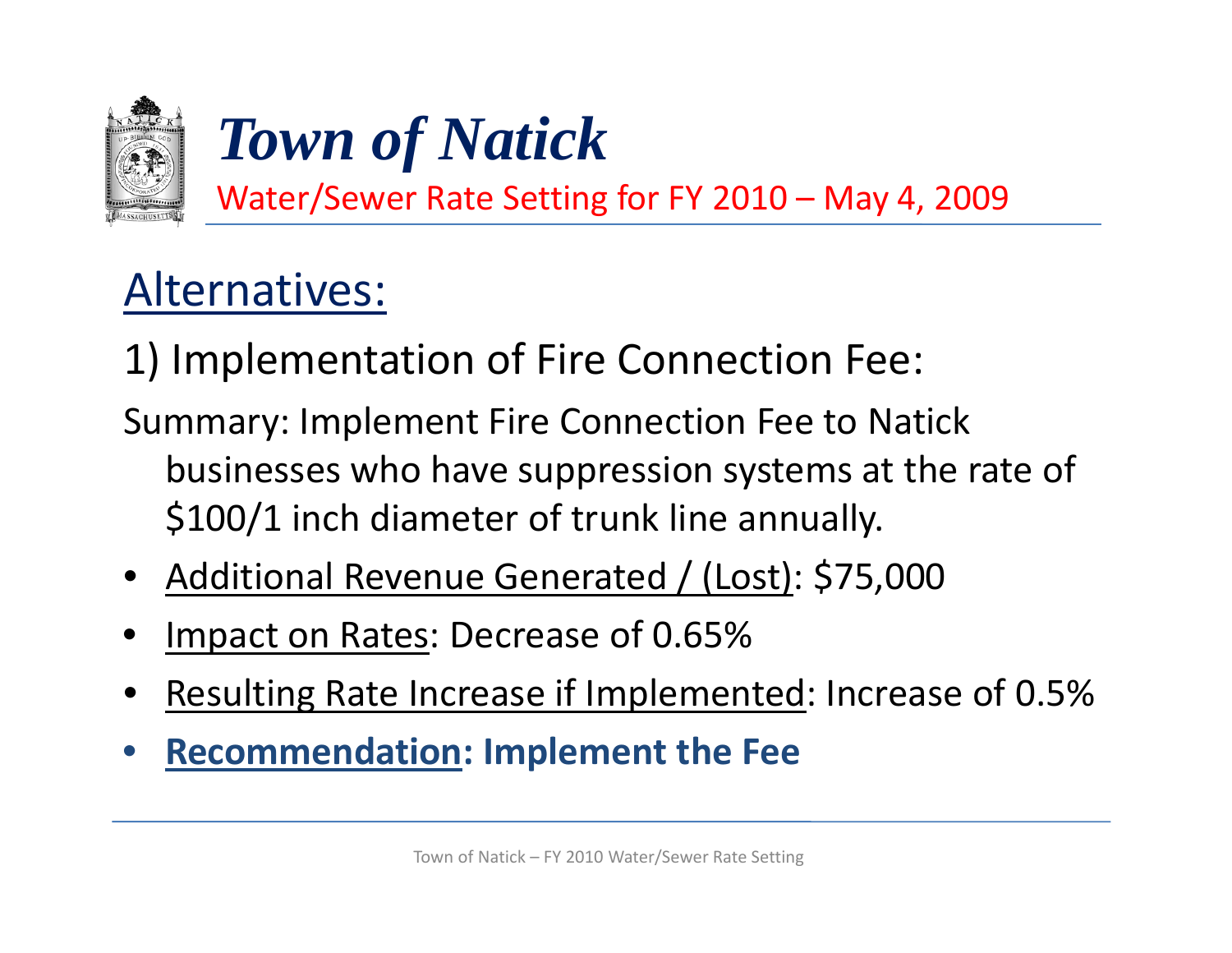# *Town of Natick*

Water/Sewer Rate Setting for FY 2010 – May 4, 2009

## Alternatives:

### 1) Implementation of Fire Connection Fee:

Summary: Implement Fire Connection Fee to Natick businesses who have suppression systems at the rate of $100/1 inch diameter of trunk line annually.

- Additional Revenue Generated / (Lost): $75,000
- Impact on Rates: Decrease of 0.65%
- Resulting Rate Increase if Implemented: Increase of 0.5%
- **Recommendation: Implement the Fee**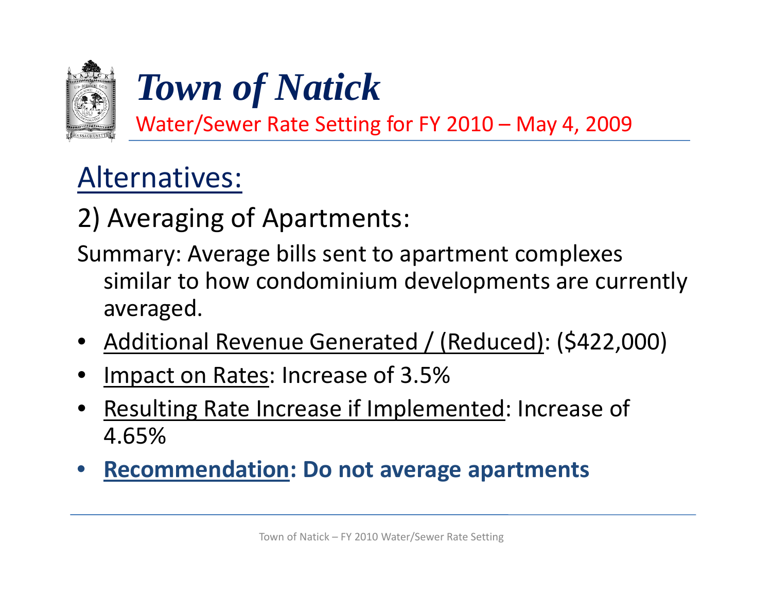# *Town of Natick*

Water/Sewer Rate Setting for FY 2010 – May 4, 2009

## Alternatives:

### 2) Averaging of Apartments:

Summary: Average bills sent to apartment complexes similar to how condominium developments are currently averaged.

- Additional Revenue Generated / (Reduced): ($422,000)
- Impact on Rates: Increase of 3.5%
- Resulting Rate Increase if Implemented: Increase of 4.65%
- **Recommendation: Do not average apartments**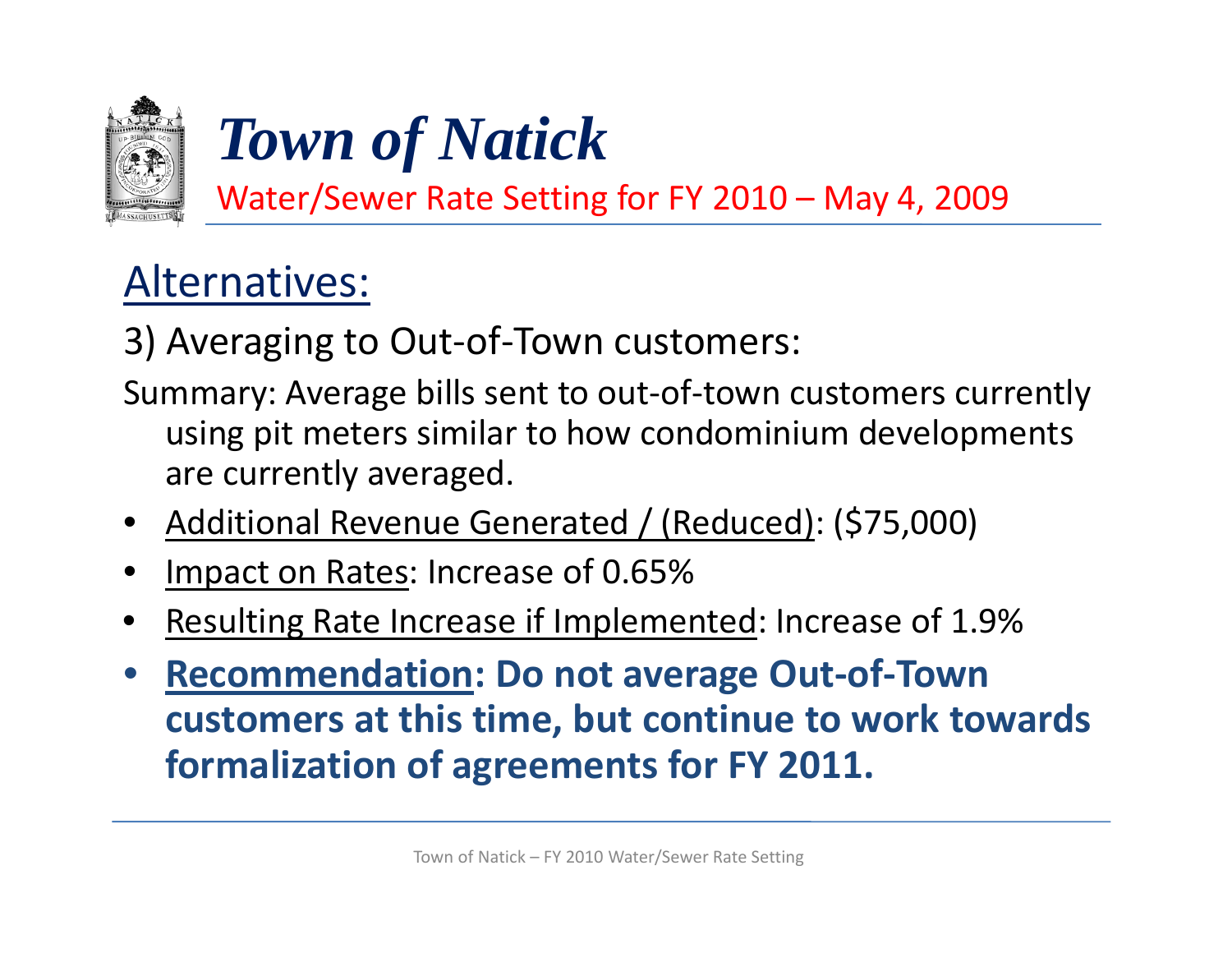# *Town of Natick*

Water/Sewer Rate Setting for FY 2010 – May 4, 2009

## Alternatives:

3) Averaging to Out-of-Town customers:

Summary: Average bills sent to out-of-town customers currently using pit meters similar to how condominium developments are currently averaged.

- Additional Revenue Generated / (Reduced): ($75,000)
- Impact on Rates: Increase of 0.65%
- Resulting Rate Increase if Implemented: Increase of 1.9%
- **Recommendation: Do not average Out-of-Town customers at this time, but continue to work towards formalization of agreements for FY 2011.**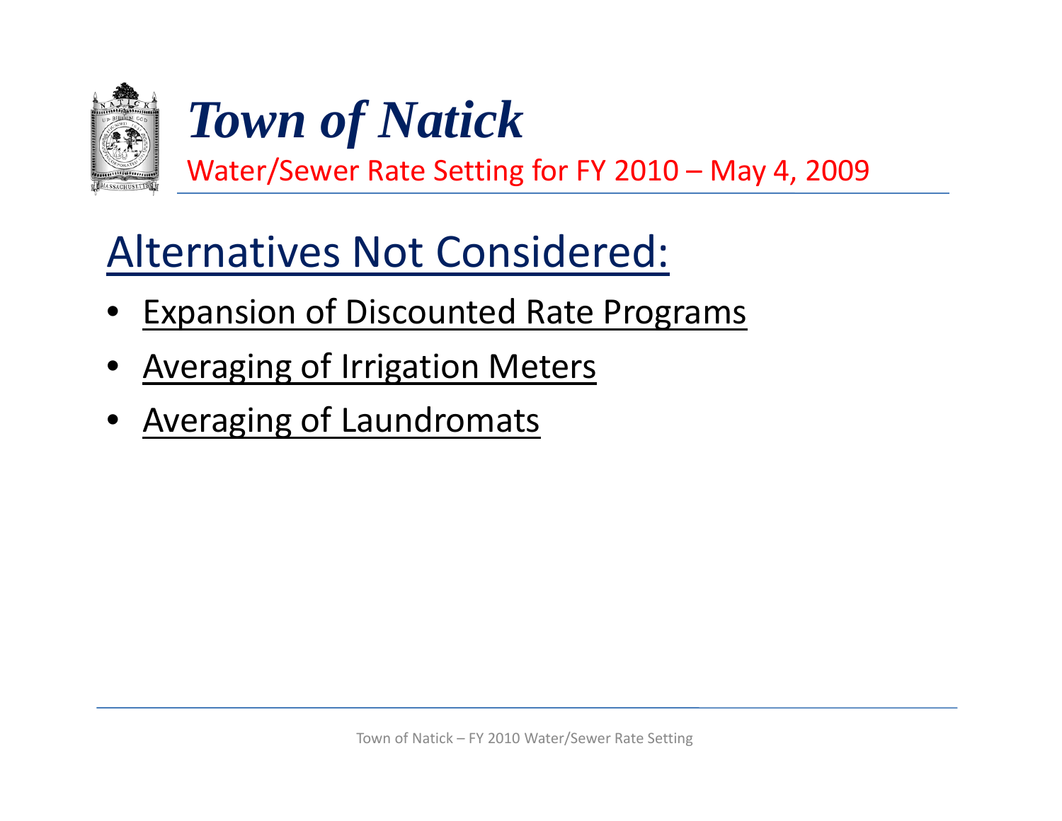# Town of Natick

Water/Sewer Rate Setting for FY 2010 – May 4, 2009

## Alternatives Not Considered:

- Expansion of Discounted Rate Programs
- Averaging of Irrigation Meters
- Averaging of Laundromats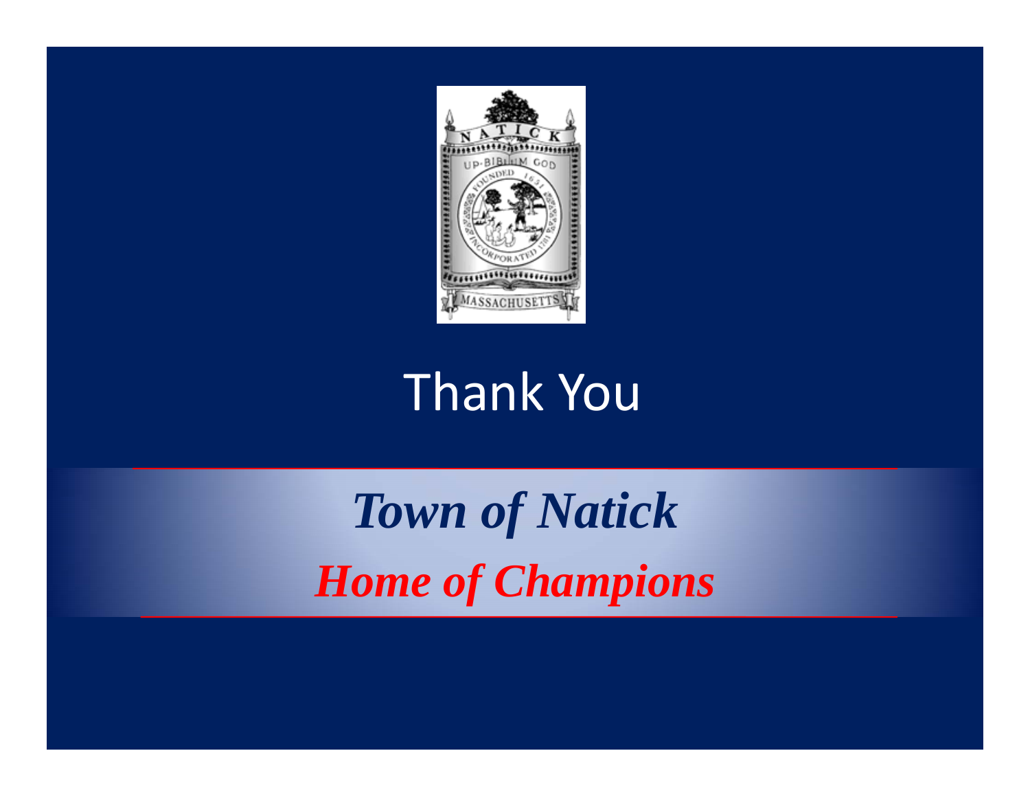# Thank You

***Town of Natick***

***Home of Champions***